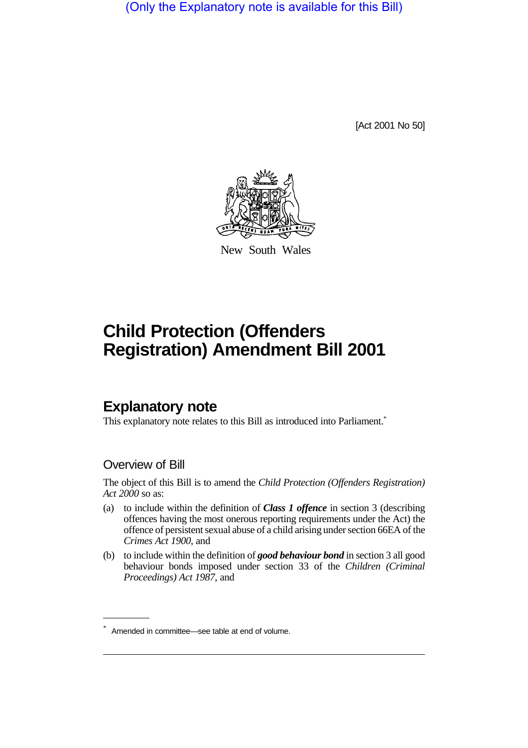(Only the Explanatory note is available for this Bill)

[Act 2001 No 50]

New South Wales

# Child Protection (Offenders Registration) Amendment Bill 2001

## Explanatory note

This explanatory note relates to this Bill as introduced into Parliament.*

### Overview of Bill

The object of this Bill is to amend the *Child Protection (Offenders Registration) Act 2000* so as:

(a) to include within the definition of ***Class 1 offence*** in section 3 (describing offences having the most onerous reporting requirements under the Act) the offence of persistent sexual abuse of a child arising under section 66EA of the *Crimes Act 1900*, and

(b) to include within the definition of ***good behaviour bond*** in section 3 all good behaviour bonds imposed under section 33 of the *Children (Criminal Proceedings) Act 1987*, and

* Amended in committee—see table at end of volume.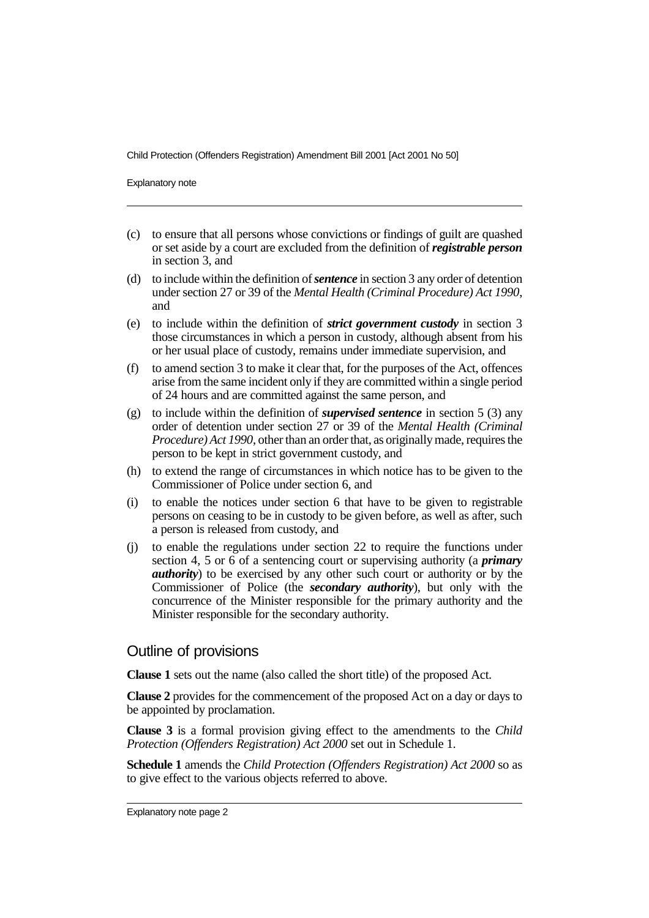- (c) to ensure that all persons whose convictions or findings of guilt are quashed or set aside by a court are excluded from the definition of ***registrable person*** in section 3, and
- (d) to include within the definition of ***sentence*** in section 3 any order of detention under section 27 or 39 of the *Mental Health (Criminal Procedure) Act 1990*, and
- (e) to include within the definition of ***strict government custody*** in section 3 those circumstances in which a person in custody, although absent from his or her usual place of custody, remains under immediate supervision, and
- (f) to amend section 3 to make it clear that, for the purposes of the Act, offences arise from the same incident only if they are committed within a single period of 24 hours and are committed against the same person, and
- (g) to include within the definition of ***supervised sentence*** in section 5 (3) any order of detention under section 27 or 39 of the *Mental Health (Criminal Procedure) Act 1990*, other than an order that, as originally made, requires the person to be kept in strict government custody, and
- (h) to extend the range of circumstances in which notice has to be given to the Commissioner of Police under section 6, and
- (i) to enable the notices under section 6 that have to be given to registrable persons on ceasing to be in custody to be given before, as well as after, such a person is released from custody, and
- (j) to enable the regulations under section 22 to require the functions under section 4, 5 or 6 of a sentencing court or supervising authority (a ***primary authority***) to be exercised by any other such court or authority or by the Commissioner of Police (the ***secondary authority***), but only with the concurrence of the Minister responsible for the primary authority and the Minister responsible for the secondary authority.

## Outline of provisions

**Clause 1** sets out the name (also called the short title) of the proposed Act.

**Clause 2** provides for the commencement of the proposed Act on a day or days to be appointed by proclamation.

**Clause 3** is a formal provision giving effect to the amendments to the *Child Protection (Offenders Registration) Act 2000* set out in Schedule 1.

**Schedule 1** amends the *Child Protection (Offenders Registration) Act 2000* so as to give effect to the various objects referred to above.